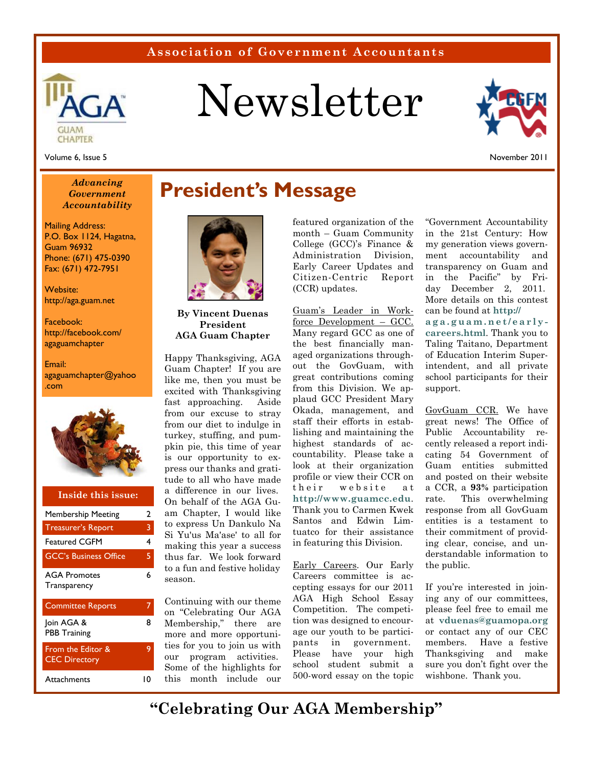Association of Government Accountants

# Newsletter

Volume 6, Issue 5

November 2011

*Advancing Government Accountability*

Mailing Address:
P.O. Box 1124, Hagatna, Guam 96932
Phone: (671) 475-0390
Fax: (671) 472-7951

Website:
http://aga.guam.net

Facebook:
http://facebook.com/agaguamchapter

Email:
agaguamchapter@yahoo.com

**Inside this issue:**

| | |
|---|---|
| Membership Meeting | 2 |
| Treasurer's Report | 3 |
| Featured CGFM | 4 |
| GCC's Business Office | 5 |
| AGA Promotes Transparency | 6 |
| Committee Reports | 7 |
| Join AGA & PBB Training | 8 |
| From the Editor & CEC Directory | 9 |
| Attachments | 10 |

# President's Message

**By Vincent Duenas**
**President**
**AGA Guam Chapter**

Happy Thanksgiving, AGA Guam Chapter! If you are like me, then you must be excited with Thanksgiving fast approaching. Aside from our excuse to stray from our diet to indulge in turkey, stuffing, and pumpkin pie, this time of year is our opportunity to express our thanks and gratitude to all who have made a difference in our lives. On behalf of the AGA Guam Chapter, I would like to express Un Dankulo Na Si Yu'us Ma'ase' to all for making this year a success thus far. We look forward to a fun and festive holiday season.

Continuing with our theme on "Celebrating Our AGA Membership," there are more and more opportunities for you to join us with our program activities. Some of the highlights for this month include our featured organization of the month – Guam Community College (GCC)'s Finance & Administration Division, Early Career Updates and Citizen-Centric Report (CCR) updates.

Guam's Leader in Workforce Development – GCC. Many regard GCC as one of the best financially managed organizations throughout the GovGuam, with great contributions coming from this Division. We applaud GCC President Mary Okada, management, and staff their efforts in establishing and maintaining the highest standards of accountability. Please take a look at their organization profile or view their CCR on their website at **http://www.guamcc.edu**. Thank you to Carmen Kwek Santos and Edwin Limtuatco for their assistance in featuring this Division.

Early Careers. Our Early Careers committee is accepting essays for our 2011 AGA High School Essay Competition. The competition was designed to encourage our youth to be participants in government. Please have your high school student submit a 500-word essay on the topic "Government Accountability in the 21st Century: How my generation views government accountability and transparency on Guam and in the Pacific" by Friday December 2, 2011. More details on this contest can be found at **http://aga.guam.net/early-careers.html**. Thank you to Taling Taitano, Department of Education Interim Superintendent, and all private school participants for their support.

GovGuam CCR. We have great news! The Office of Public Accountability recently released a report indicating 54 Government of Guam entities submitted and posted on their website a CCR, a **93%** participation rate. This overwhelming response from all GovGuam entities is a testament to their commitment of providing clear, concise, and understandable information to the public.

If you're interested in joining any of our committees, please feel free to email me at **vduenas@guamopa.org** or contact any of our CEC members. Have a festive Thanksgiving and make sure you don't fight over the wishbone. Thank you.

**"Celebrating Our AGA Membership"**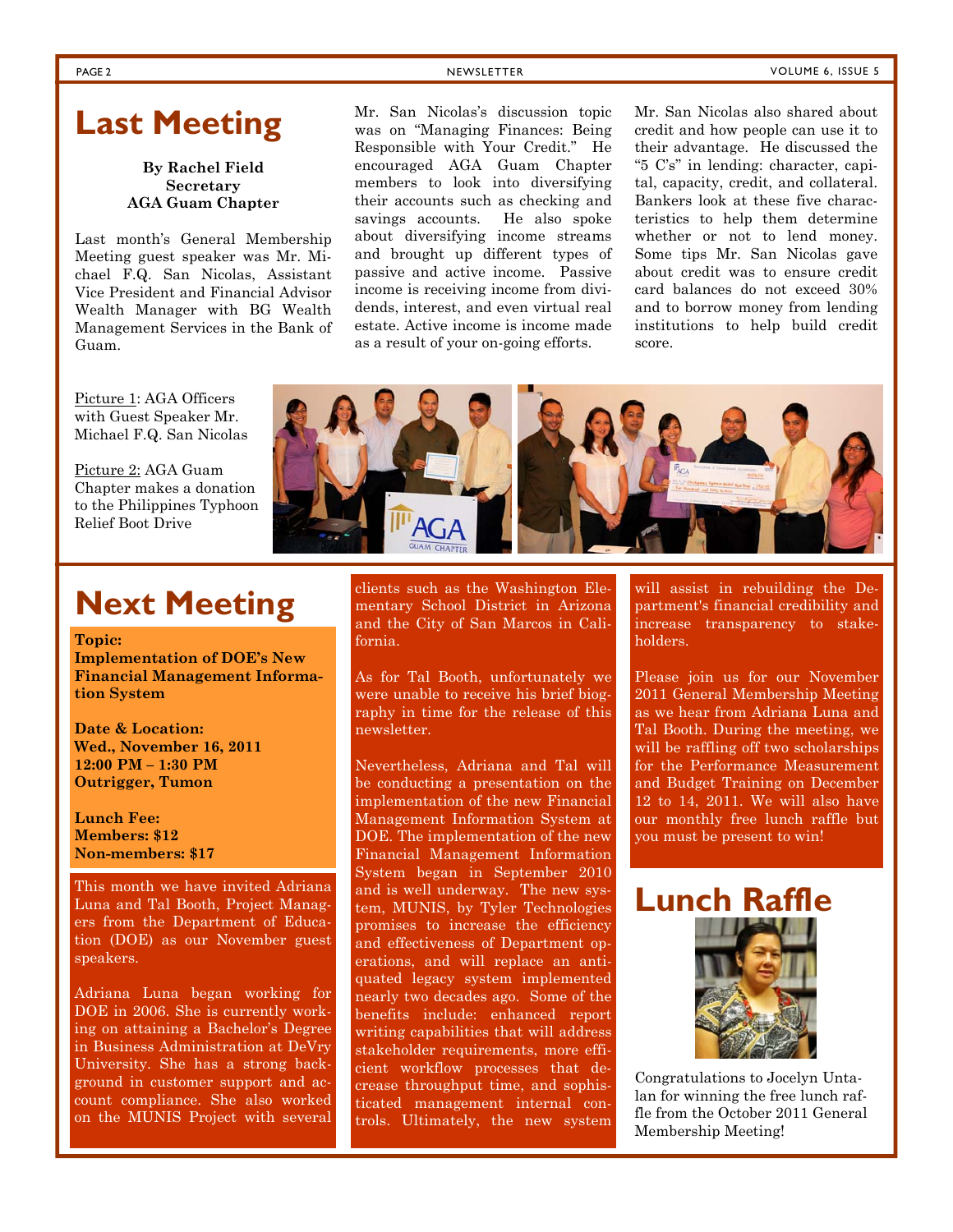# Last Meeting

**By Rachel Field**
**Secretary**
**AGA Guam Chapter**

Last month's General Membership Meeting guest speaker was Mr. Michael F.Q. San Nicolas, Assistant Vice President and Financial Advisor Wealth Manager with BG Wealth Management Services in the Bank of Guam.

Mr. San Nicolas's discussion topic was on "Managing Finances: Being Responsible with Your Credit." He encouraged AGA Guam Chapter members to look into diversifying their accounts such as checking and savings accounts. He also spoke about diversifying income streams and brought up different types of passive and active income. Passive income is receiving income from dividends, interest, and even virtual real estate. Active income is income made as a result of your on-going efforts.

Mr. San Nicolas also shared about credit and how people can use it to their advantage. He discussed the "5 C's" in lending: character, capital, capacity, credit, and collateral. Bankers look at these five characteristics to help them determine whether or not to lend money. Some tips Mr. San Nicolas gave about credit was to ensure credit card balances do not exceed 30% and to borrow money from lending institutions to help build credit score.

Picture 1: AGA Officers with Guest Speaker Mr. Michael F.Q. San Nicolas

Picture 2: AGA Guam Chapter makes a donation to the Philippines Typhoon Relief Boot Drive

# Next Meeting

**Topic:**
**Implementation of DOE's New Financial Management Information System**

**Date & Location:**
**Wed., November 16, 2011**
**12:00 PM – 1:30 PM**
**Outrigger, Tumon**

**Lunch Fee:**
**Members: $12**
**Non-members: $17**

This month we have invited Adriana Luna and Tal Booth, Project Managers from the Department of Education (DOE) as our November guest speakers.

Adriana Luna began working for DOE in 2006. She is currently working on attaining a Bachelor's Degree in Business Administration at DeVry University. She has a strong background in customer support and account compliance. She also worked on the MUNIS Project with several clients such as the Washington Elementary School District in Arizona and the City of San Marcos in California.

As for Tal Booth, unfortunately we were unable to receive his brief biography in time for the release of this newsletter.

Nevertheless, Adriana and Tal will be conducting a presentation on the implementation of the new Financial Management Information System at DOE. The implementation of the new Financial Management Information System began in September 2010 and is well underway. The new system, MUNIS, by Tyler Technologies promises to increase the efficiency and effectiveness of Department operations, and will replace an antiquated legacy system implemented nearly two decades ago. Some of the benefits include: enhanced report writing capabilities that will address stakeholder requirements, more efficient workflow processes that decrease throughput time, and sophisticated management internal controls. Ultimately, the new system will assist in rebuilding the Department's financial credibility and increase transparency to stakeholders.

Please join us for our November 2011 General Membership Meeting as we hear from Adriana Luna and Tal Booth. During the meeting, we will be raffling off two scholarships for the Performance Measurement and Budget Training on December 12 to 14, 2011. We will also have our monthly free lunch raffle but you must be present to win!

# Lunch Raffle

Congratulations to Jocelyn Untalan for winning the free lunch raffle from the October 2011 General Membership Meeting!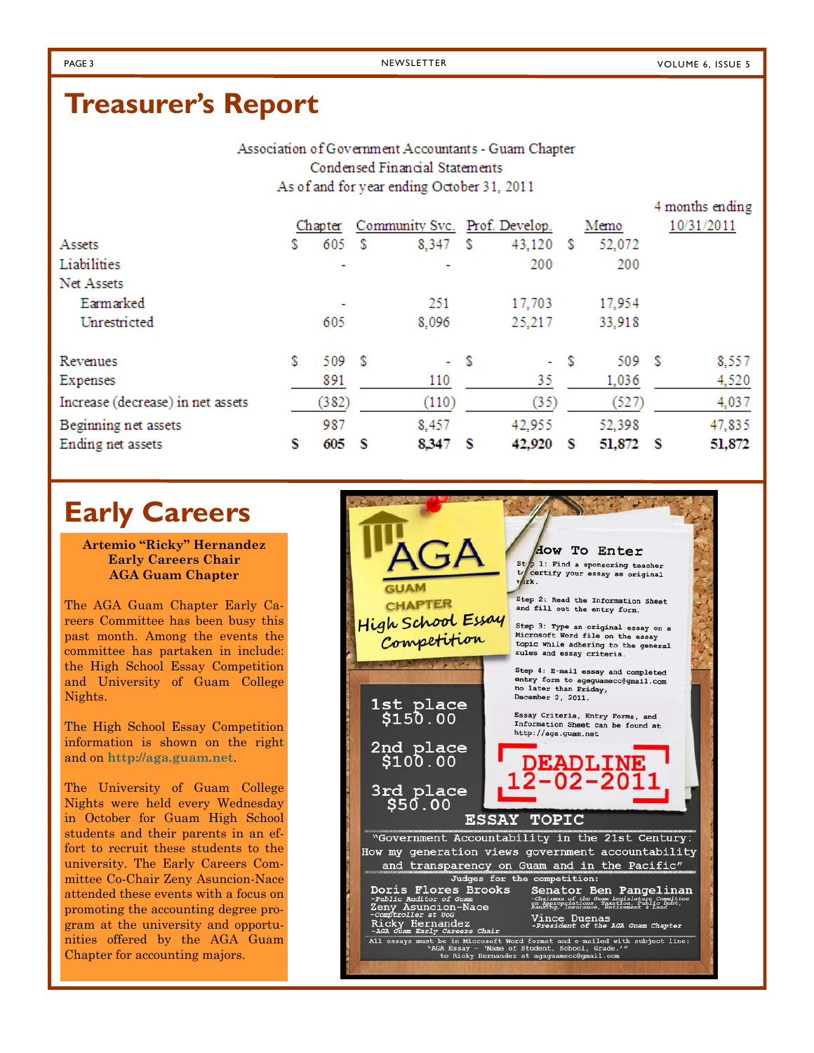# Treasurer's Report

Association of Government Accountants - Guam Chapter
Condensed Financial Statements
As of and for year ending October 31, 2011

| | Chapter | Community Svc. | Prof. Develop. | Memo | 4 months ending 10/31/2011 |
|---|---|---|---|---|---|
| Assets | $ 605 | $ 8,347 | $ 43,120 | $ 52,072 | |
| Liabilities | - | - | 200 | 200 | |
| Net Assets | | | | | |
| Earmarked | - | 251 | 17,703 | 17,954 | |
| Unrestricted | 605 | 8,096 | 25,217 | 33,918 | |
| Revenues | $ 509 | $ - | $ - | $ 509 | $ 8,557 |
| Expenses | 891 | 110 | 35 | 1,036 | 4,520 |
| Increase (decrease) in net assets | (382) | (110) | (35) | (527) | 4,037 |
| Beginning net assets | 987 | 8,457 | 42,955 | 52,398 | 47,835 |
| Ending net assets | **$ 605** | **$ 8,347** | **$ 42,920** | **$ 51,872** | **$ 51,872** |

# Early Careers

**Artemio "Ricky" Hernandez**
**Early Careers Chair**
**AGA Guam Chapter**

The AGA Guam Chapter Early Careers Committee has been busy this past month. Among the events the committee has partaken in include: the High School Essay Competition and University of Guam College Nights.

The High School Essay Competition information is shown on the right and on http://aga.guam.net.

The University of Guam College Nights were held every Wednesday in October for Guam High School students and their parents in an effort to recruit these students to the university. The Early Careers Committee Co-Chair Zeny Asuncion-Nace attended these events with a focus on promoting the accounting degree program at the university and opportunities offered by the AGA Guam Chapter for accounting majors.

AGA GUAM CHAPTER
High School Essay Competition

**How To Enter**

Step 1: Find a sponsoring teacher to certify your essay as original work.

Step 2: Read the Information Sheet and fill out the entry form.

Step 3: Type an original essay on a Microsoft Word file on the essay topic while adhering to the general rules and essay criteria.

Step 4: E-mail essay and completed entry form to agaguamecc@gmail.com no later than Friday, December 2, 2011.

Essay Criteria, Entry Forms, and Information Sheet can be found at http://aga.guam.net

1st place $150.00

2nd place $100.00

3rd place $50.00

**DEADLINE 12-02-2011**

**ESSAY TOPIC**

"Government Accountability in the 21st Century: How my generation views government accountability and transparency on Guam and in the Pacific"

Judges for the competition:

- Doris Flores Brooks -Public Auditor of Guam
- Zeny Asuncion-Nace -Comptroller at UOG
- Ricky Hernandez -AGA Guam Early Careers Chair
- Senator Ben Pangelinan -Chairman of the Guam Legislature Committee on Appropriations, Taxation, Public Debt, Banking, Insurance, Retirement & Land
- Vince Duenas -President of the AGA Guam Chapter

All essays must be in Microsoft Word format and e-mailed with subject line: 'AGA Essay - 'Name of Student, School, Grade.'' to Ricky Hernandez at agaguamecc@gmail.com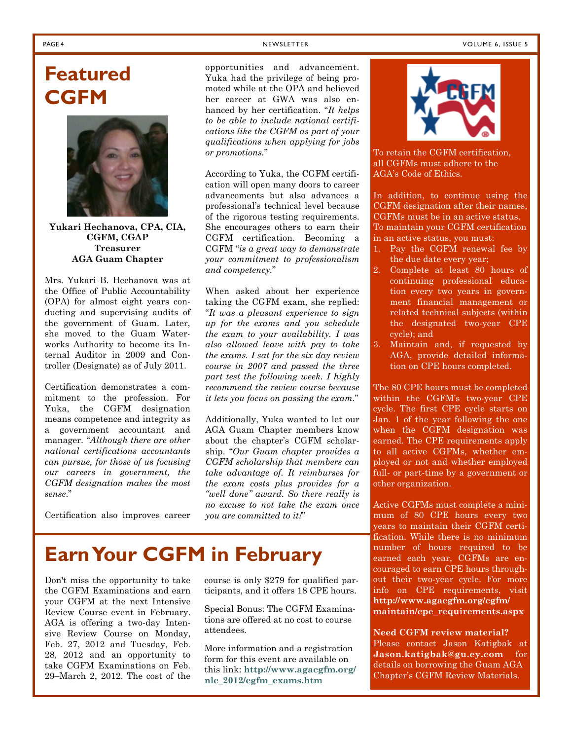# Featured CGFM

**Yukari Hechanova, CPA, CIA, CGFM, CGAP**
**Treasurer**
**AGA Guam Chapter**

Mrs. Yukari B. Hechanova was at the Office of Public Accountability (OPA) for almost eight years conducting and supervising audits of the government of Guam. Later, she moved to the Guam Waterworks Authority to become its Internal Auditor in 2009 and Controller (Designate) as of July 2011.

Certification demonstrates a commitment to the profession. For Yuka, the CGFM designation means competence and integrity as a government accountant and manager. "*Although there are other national certifications accountants can pursue, for those of us focusing our careers in government, the CGFM designation makes the most sense.*"

Certification also improves career opportunities and advancement. Yuka had the privilege of being promoted while at the OPA and believed her career at GWA was also enhanced by her certification. "*It helps to be able to include national certifications like the CGFM as part of your qualifications when applying for jobs or promotions.*"

According to Yuka, the CGFM certification will open many doors to career advancements but also advances a professional's technical level because of the rigorous testing requirements. She encourages others to earn their CGFM certification. Becoming a CGFM "*is a great way to demonstrate your commitment to professionalism and competency.*"

When asked about her experience taking the CGFM exam, she replied: "*It was a pleasant experience to sign up for the exams and you schedule the exam to your availability. I was also allowed leave with pay to take the exams. I sat for the six day review course in 2007 and passed the three part test the following week. I highly recommend the review course because it lets you focus on passing the exam.*"

Additionally, Yuka wanted to let our AGA Guam Chapter members know about the chapter's CGFM scholarship. "*Our Guam chapter provides a CGFM scholarship that members can take advantage of. It reimburses for the exam costs plus provides for a "well done" award. So there really is no excuse to not take the exam once you are committed to it!*"

# Earn Your CGFM in February

Don't miss the opportunity to take the CGFM Examinations and earn your CGFM at the next Intensive Review Course event in February. AGA is offering a two-day Intensive Review Course on Monday, Feb. 27, 2012 and Tuesday, Feb. 28, 2012 and an opportunity to take CGFM Examinations on Feb. 29–March 2, 2012. The cost of the course is only $279 for qualified participants, and it offers 18 CPE hours.

Special Bonus: The CGFM Examinations are offered at no cost to course attendees.

More information and a registration form for this event are available on this link: **http://www.agacgfm.org/nlc_2012/cgfm_exams.htm**

---

To retain the CGFM certification, all CGFMs must adhere to the AGA's Code of Ethics.

In addition, to continue using the CGFM designation after their names, CGFMs must be in an active status. To maintain your CGFM certification in an active status, you must:

1. Pay the CGFM renewal fee by the due date every year;
2. Complete at least 80 hours of continuing professional education every two years in government financial management or related technical subjects (within the designated two-year CPE cycle); and
3. Maintain and, if requested by AGA, provide detailed information on CPE hours completed.

The 80 CPE hours must be completed within the CGFM's two-year CPE cycle. The first CPE cycle starts on Jan. 1 of the year following the one when the CGFM designation was earned. The CPE requirements apply to all active CGFMs, whether employed or not and whether employed full- or part-time by a government or other organization.

Active CGFMs must complete a minimum of 80 CPE hours every two years to maintain their CGFM certification. While there is no minimum number of hours required to be earned each year, CGFMs are encouraged to earn CPE hours throughout their two-year cycle. For more info on CPE requirements, visit **http://www.agacgfm.org/cgfm/maintain/cpe_requirements.aspx**

**Need CGFM review material?** Please contact Jason Katigbak at **Jason.katigbak@gu.ey.com** for details on borrowing the Guam AGA Chapter's CGFM Review Materials.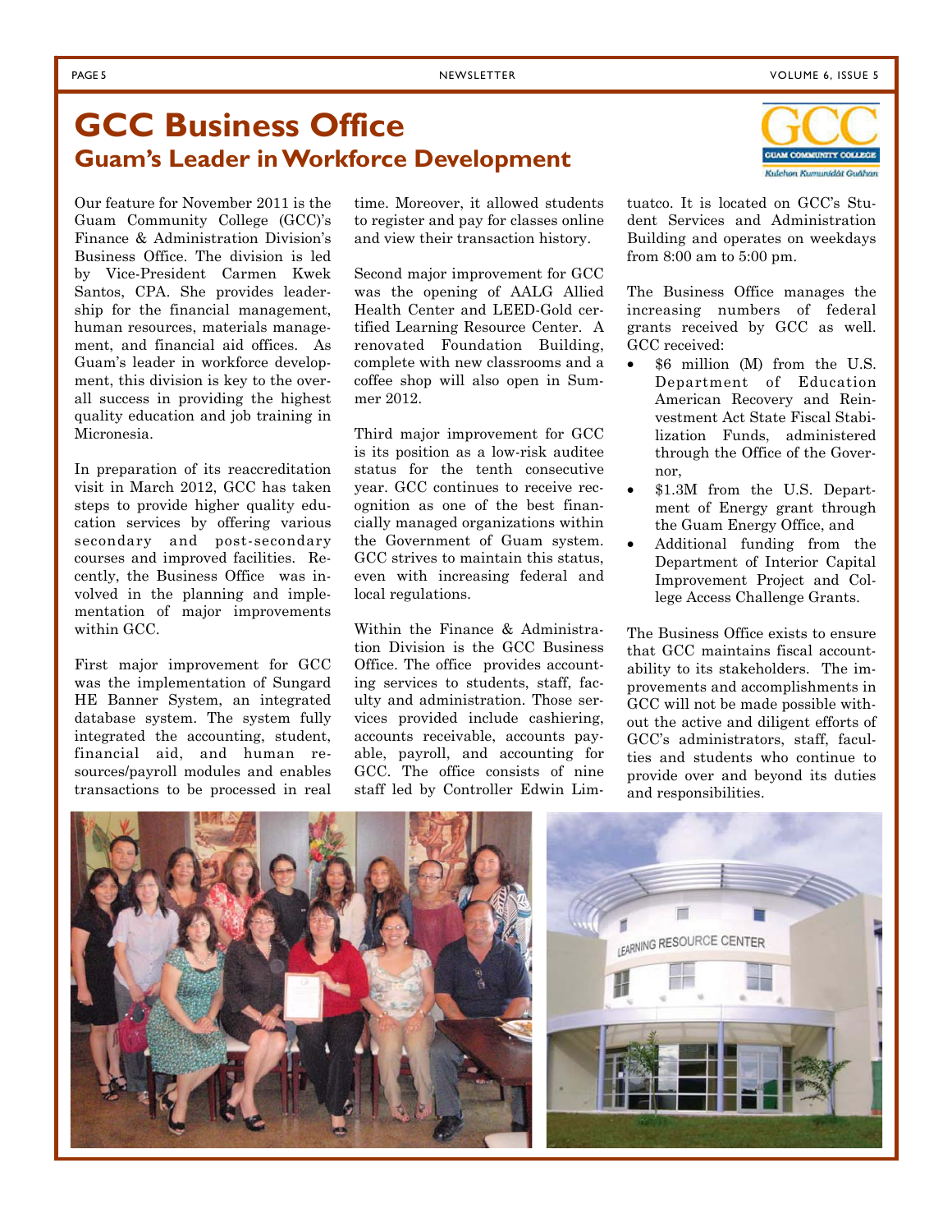# GCC Business Office

## Guam's Leader in Workforce Development

Our feature for November 2011 is the Guam Community College (GCC)'s Finance & Administration Division's Business Office. The division is led by Vice-President Carmen Kwek Santos, CPA. She provides leadership for the financial management, human resources, materials management, and financial aid offices. As Guam's leader in workforce development, this division is key to the overall success in providing the highest quality education and job training in Micronesia.

In preparation of its reaccreditation visit in March 2012, GCC has taken steps to provide higher quality education services by offering various secondary and post-secondary courses and improved facilities. Recently, the Business Office was involved in the planning and implementation of major improvements within GCC.

First major improvement for GCC was the implementation of Sungard HE Banner System, an integrated database system. The system fully integrated the accounting, student, financial aid, and human resources/payroll modules and enables transactions to be processed in real time. Moreover, it allowed students to register and pay for classes online and view their transaction history.

Second major improvement for GCC was the opening of AALG Allied Health Center and LEED-Gold certified Learning Resource Center. A renovated Foundation Building, complete with new classrooms and a coffee shop will also open in Summer 2012.

Third major improvement for GCC is its position as a low-risk auditee status for the tenth consecutive year. GCC continues to receive recognition as one of the best financially managed organizations within the Government of Guam system. GCC strives to maintain this status, even with increasing federal and local regulations.

Within the Finance & Administration Division is the GCC Business Office. The office provides accounting services to students, staff, faculty and administration. Those services provided include cashiering, accounts receivable, accounts payable, payroll, and accounting for GCC. The office consists of nine staff led by Controller Edwin Limtuatco. It is located on GCC's Student Services and Administration Building and operates on weekdays from 8:00 am to 5:00 pm.

The Business Office manages the increasing numbers of federal grants received by GCC as well. GCC received:

- $6 million (M) from the U.S. Department of Education American Recovery and Reinvestment Act State Fiscal Stabilization Funds, administered through the Office of the Governor,
- $1.3M from the U.S. Department of Energy grant through the Guam Energy Office, and
- Additional funding from the Department of Interior Capital Improvement Project and College Access Challenge Grants.

The Business Office exists to ensure that GCC maintains fiscal accountability to its stakeholders. The improvements and accomplishments in GCC will not be made possible without the active and diligent efforts of GCC's administrators, staff, faculties and students who continue to provide over and beyond its duties and responsibilities.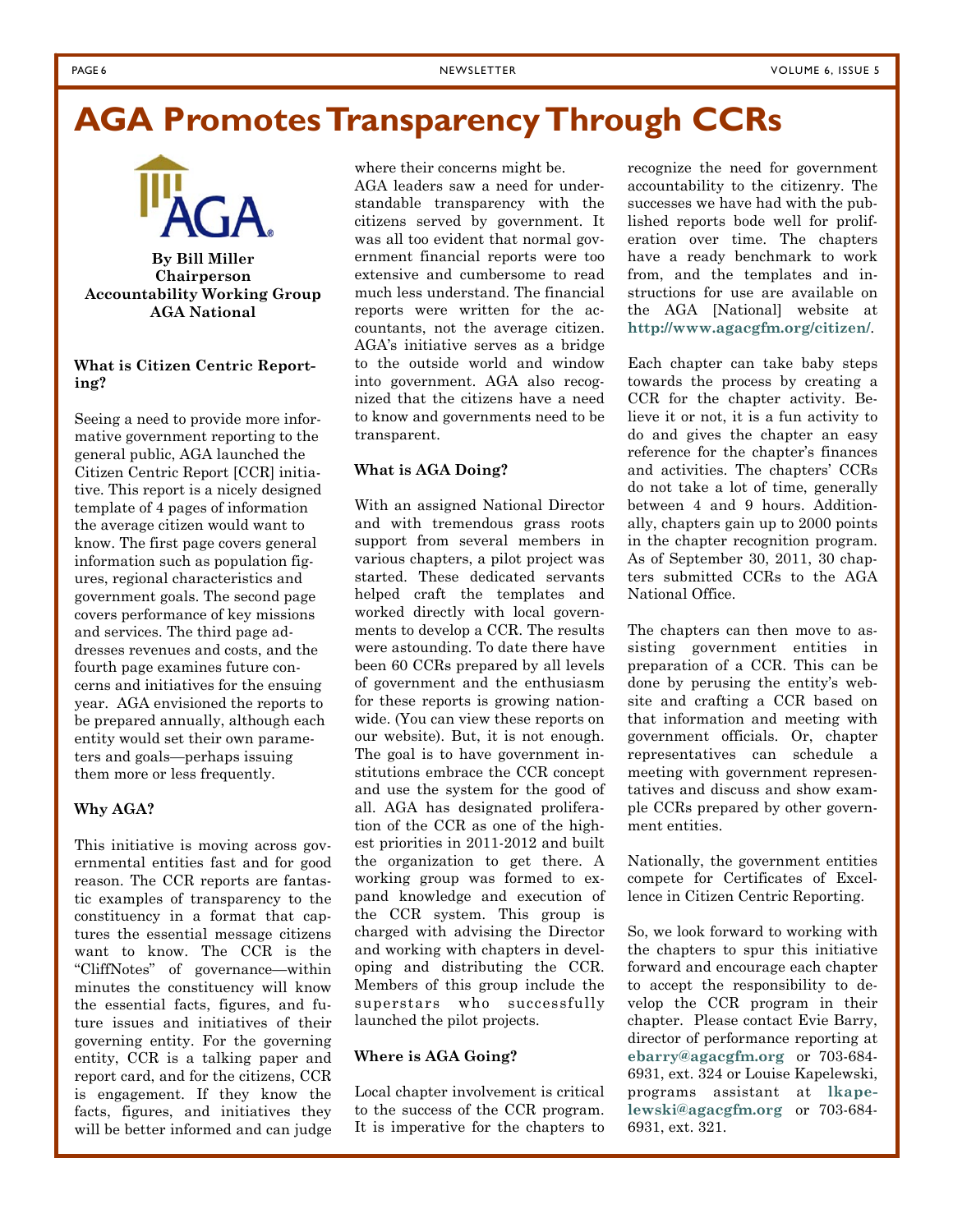# AGA Promotes Transparency Through CCRs

**By Bill Miller**
**Chairperson**
**Accountability Working Group**
**AGA National**

**What is Citizen Centric Reporting?**

Seeing a need to provide more informative government reporting to the general public, AGA launched the Citizen Centric Report [CCR] initiative. This report is a nicely designed template of 4 pages of information the average citizen would want to know. The first page covers general information such as population figures, regional characteristics and government goals. The second page covers performance of key missions and services. The third page addresses revenues and costs, and the fourth page examines future concerns and initiatives for the ensuing year. AGA envisioned the reports to be prepared annually, although each entity would set their own parameters and goals—perhaps issuing them more or less frequently.

**Why AGA?**

This initiative is moving across governmental entities fast and for good reason. The CCR reports are fantastic examples of transparency to the constituency in a format that captures the essential message citizens want to know. The CCR is the "CliffNotes" of governance—within minutes the constituency will know the essential facts, figures, and future issues and initiatives of their governing entity. For the governing entity, CCR is a talking paper and report card, and for the citizens, CCR is engagement. If they know the facts, figures, and initiatives they will be better informed and can judge where their concerns might be.

AGA leaders saw a need for understandable transparency with the citizens served by government. It was all too evident that normal government financial reports were too extensive and cumbersome to read much less understand. The financial reports were written for the accountants, not the average citizen. AGA's initiative serves as a bridge to the outside world and window into government. AGA also recognized that the citizens have a need to know and governments need to be transparent.

**What is AGA Doing?**

With an assigned National Director and with tremendous grass roots support from several members in various chapters, a pilot project was started. These dedicated servants helped craft the templates and worked directly with local governments to develop a CCR. The results were astounding. To date there have been 60 CCRs prepared by all levels of government and the enthusiasm for these reports is growing nationwide. (You can view these reports on our website). But, it is not enough. The goal is to have government institutions embrace the CCR concept and use the system for the good of all. AGA has designated proliferation of the CCR as one of the highest priorities in 2011-2012 and built the organization to get there. A working group was formed to expand knowledge and execution of the CCR system. This group is charged with advising the Director and working with chapters in developing and distributing the CCR. Members of this group include the superstars who successfully launched the pilot projects.

**Where is AGA Going?**

Local chapter involvement is critical to the success of the CCR program. It is imperative for the chapters to recognize the need for government accountability to the citizenry. The successes we have had with the published reports bode well for proliferation over time. The chapters have a ready benchmark to work from, and the templates and instructions for use are available on the AGA [National] website at **http://www.agacgfm.org/citizen/**.

Each chapter can take baby steps towards the process by creating a CCR for the chapter activity. Believe it or not, it is a fun activity to do and gives the chapter an easy reference for the chapter's finances and activities. The chapters' CCRs do not take a lot of time, generally between 4 and 9 hours. Additionally, chapters gain up to 2000 points in the chapter recognition program. As of September 30, 2011, 30 chapters submitted CCRs to the AGA National Office.

The chapters can then move to assisting government entities in preparation of a CCR. This can be done by perusing the entity's website and crafting a CCR based on that information and meeting with government officials. Or, chapter representatives can schedule a meeting with government representatives and discuss and show example CCRs prepared by other government entities.

Nationally, the government entities compete for Certificates of Excellence in Citizen Centric Reporting.

So, we look forward to working with the chapters to spur this initiative forward and encourage each chapter to accept the responsibility to develop the CCR program in their chapter. Please contact Evie Barry, director of performance reporting at **ebarry@agacgfm.org** or 703-684-6931, ext. 324 or Louise Kapelewski, programs assistant at **lkapelewski@agacgfm.org** or 703-684-6931, ext. 321.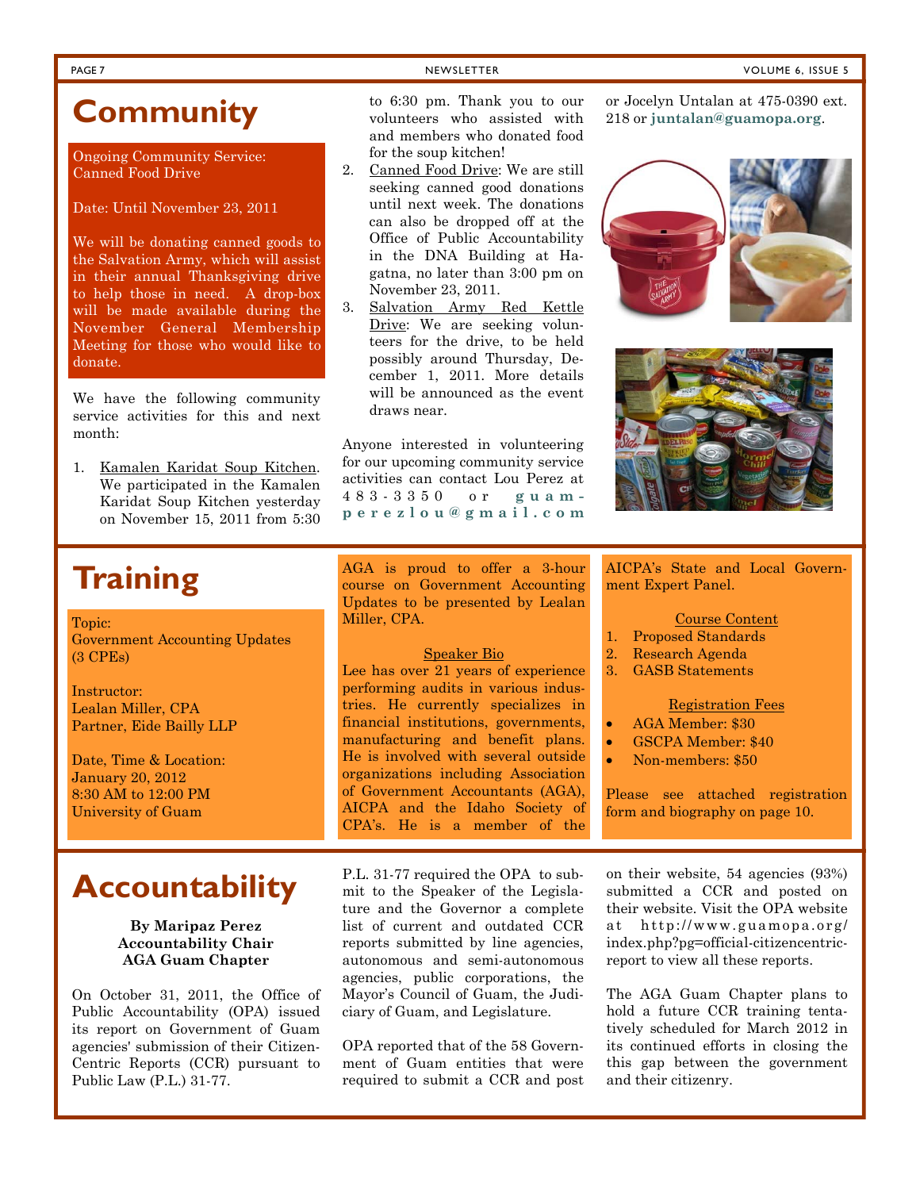# Community

Ongoing Community Service:
Canned Food Drive

Date: Until November 23, 2011

We will be donating canned goods to the Salvation Army, which will assist in their annual Thanksgiving drive to help those in need. A drop-box will be made available during the November General Membership Meeting for those who would like to donate.

We have the following community service activities for this and next month:

1. Kamalen Karidat Soup Kitchen. We participated in the Kamalen Karidat Soup Kitchen yesterday on November 15, 2011 from 5:30 to 6:30 pm. Thank you to our volunteers who assisted with and members who donated food for the soup kitchen!
2. Canned Food Drive: We are still seeking canned good donations until next week. The donations can also be dropped off at the Office of Public Accountability in the DNA Building at Hagatna, no later than 3:00 pm on November 23, 2011.
3. Salvation Army Red Kettle Drive: We are seeking volunteers for the drive, to be held possibly around Thursday, December 1, 2011. More details will be announced as the event draws near.

Anyone interested in volunteering for our upcoming community service activities can contact Lou Perez at 483-3350 or **guam-perezlou@gmail.com** or Jocelyn Untalan at 475-0390 ext. 218 or **juntalan@guamopa.org**.

# Training

Topic:
Government Accounting Updates (3 CPEs)

Instructor:
Lealan Miller, CPA
Partner, Eide Bailly LLP

Date, Time & Location:
January 20, 2012
8:30 AM to 12:00 PM
University of Guam

AGA is proud to offer a 3-hour course on Government Accounting Updates to be presented by Lealan Miller, CPA.

Speaker Bio

Lee has over 21 years of experience performing audits in various industries. He currently specializes in financial institutions, governments, manufacturing and benefit plans. He is involved with several outside organizations including Association of Government Accountants (AGA), AICPA and the Idaho Society of CPA's. He is a member of the AICPA's State and Local Government Expert Panel.

Course Content

1. Proposed Standards
2. Research Agenda
3. GASB Statements

Registration Fees

- AGA Member: $30
- GSCPA Member: $40
- Non-members: $50

Please see attached registration form and biography on page 10.

# Accountability

**By Maripaz Perez**
**Accountability Chair**
**AGA Guam Chapter**

On October 31, 2011, the Office of Public Accountability (OPA) issued its report on Government of Guam agencies' submission of their Citizen-Centric Reports (CCR) pursuant to Public Law (P.L.) 31-77.

P.L. 31-77 required the OPA to submit to the Speaker of the Legislature and the Governor a complete list of current and outdated CCR reports submitted by line agencies, autonomous and semi-autonomous agencies, public corporations, the Mayor's Council of Guam, the Judiciary of Guam, and Legislature.

OPA reported that of the 58 Government of Guam entities that were required to submit a CCR and post on their website, 54 agencies (93%) submitted a CCR and posted on their website. Visit the OPA website at http://www.guamopa.org/index.php?pg=official-citizencentric-report to view all these reports.

The AGA Guam Chapter plans to hold a future CCR training tentatively scheduled for March 2012 in its continued efforts in closing the this gap between the government and their citizenry.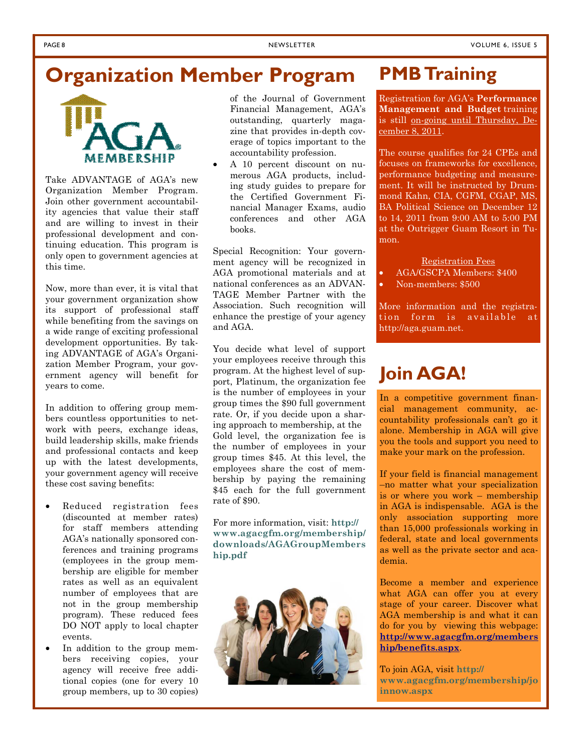# Organization Member Program

Take ADVANTAGE of AGA's new Organization Member Program. Join other government accountability agencies that value their staff and are willing to invest in their professional development and continuing education. This program is only open to government agencies at this time.

Now, more than ever, it is vital that your government organization show its support of professional staff while benefiting from the savings on a wide range of exciting professional development opportunities. By taking ADVANTAGE of AGA's Organization Member Program, your government agency will benefit for years to come.

In addition to offering group members countless opportunities to network with peers, exchange ideas, build leadership skills, make friends and professional contacts and keep up with the latest developments, your government agency will receive these cost saving benefits:

- Reduced registration fees (discounted at member rates) for staff members attending AGA's nationally sponsored conferences and training programs (employees in the group membership are eligible for member rates as well as an equivalent number of employees that are not in the group membership program). These reduced fees DO NOT apply to local chapter events.
- In addition to the group members receiving copies, your agency will receive free additional copies (one for every 10 group members, up to 30 copies) of the Journal of Government Financial Management, AGA's outstanding, quarterly magazine that provides in-depth coverage of topics important to the accountability profession.
- A 10 percent discount on numerous AGA products, including study guides to prepare for the Certified Government Financial Manager Exams, audio conferences and other AGA books.

Special Recognition: Your government agency will be recognized in AGA promotional materials and at national conferences as an ADVANTAGE Member Partner with the Association. Such recognition will enhance the prestige of your agency and AGA.

You decide what level of support your employees receive through this program. At the highest level of support, Platinum, the organization fee is the number of employees in your group times the $90 full government rate. Or, if you decide upon a sharing approach to membership, at the Gold level, the organization fee is the number of employees in your group times $45. At this level, the employees share the cost of membership by paying the remaining $45 each for the full government rate of $90.

For more information, visit: **http://www.agacgfm.org/membership/downloads/AGAGroupMembership.pdf**

# PMB Training

Registration for AGA's **Performance Management and Budget** training is still on-going until Thursday, December 8, 2011.

The course qualifies for 24 CPEs and focuses on frameworks for excellence, performance budgeting and measurement. It will be instructed by Drummond Kahn, CIA, CGFM, CGAP, MS, BA Political Science on December 12 to 14, 2011 from 9:00 AM to 5:00 PM at the Outrigger Guam Resort in Tumon.

Registration Fees

- AGA/GSCPA Members: $400
- Non-members: $500

More information and the registration form is available at http://aga.guam.net.

# Join AGA!

In a competitive government financial management community, accountability professionals can't go it alone. Membership in AGA will give you the tools and support you need to make your mark on the profession.

If your field is financial management –no matter what your specialization is or where you work – membership in AGA is indispensable. AGA is the only association supporting more than 15,000 professionals working in federal, state and local governments as well as the private sector and academia.

Become a member and experience what AGA can offer you at every stage of your career. Discover what AGA membership is and what it can do for you by viewing this webpage: **http://www.agacgfm.org/membership/benefits.aspx**.

To join AGA, visit **http://www.agacgfm.org/membership/joinnow.aspx**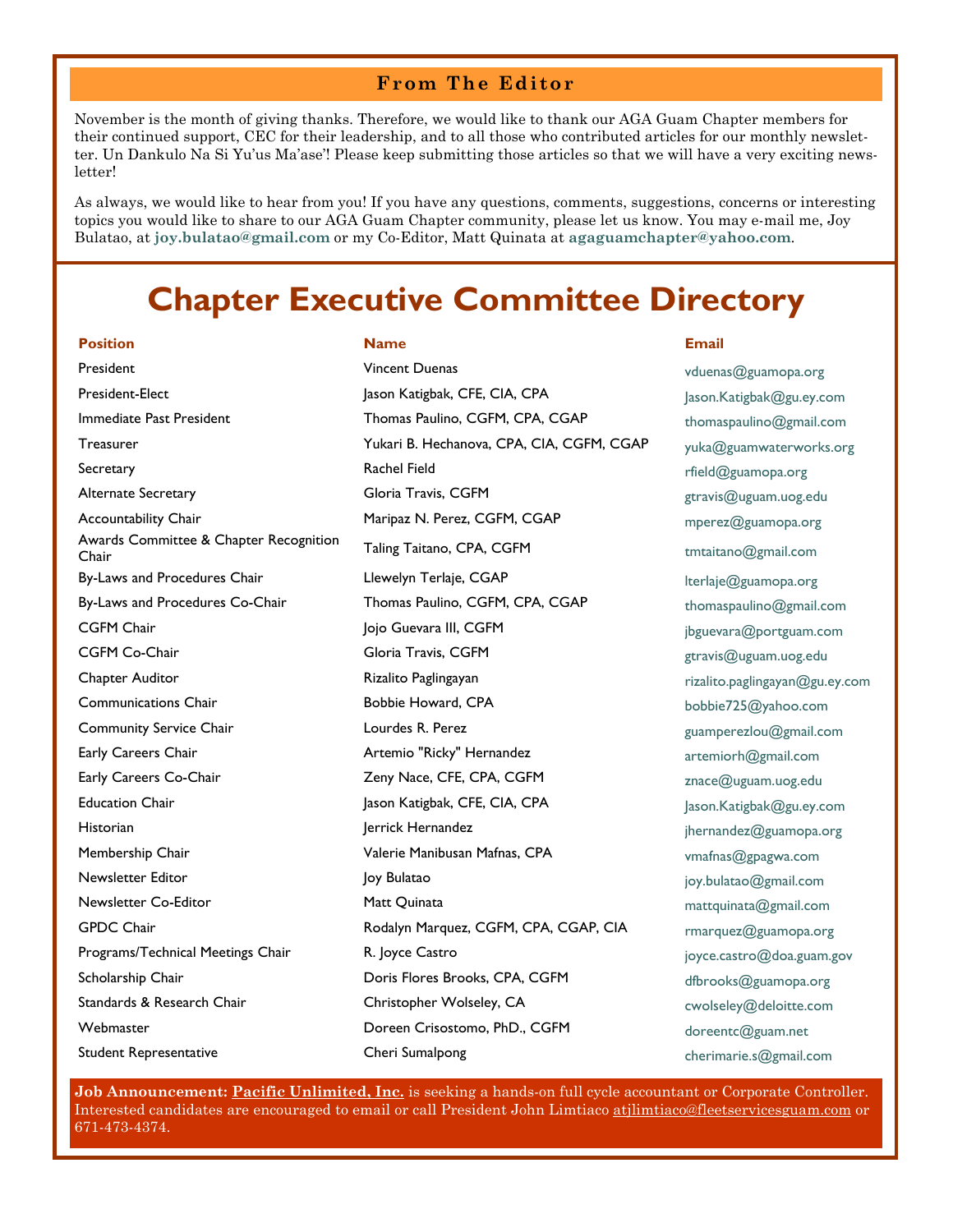## From The Editor

November is the month of giving thanks. Therefore, we would like to thank our AGA Guam Chapter members for their continued support, CEC for their leadership, and to all those who contributed articles for our monthly newsletter. Un Dankulo Na Si Yu'us Ma'ase'! Please keep submitting those articles so that we will have a very exciting newsletter!

As always, we would like to hear from you! If you have any questions, comments, suggestions, concerns or interesting topics you would like to share to our AGA Guam Chapter community, please let us know. You may e-mail me, Joy Bulatao, at **joy.bulatao@gmail.com** or my Co-Editor, Matt Quinata at **agaguamchapter@yahoo.com**.

# Chapter Executive Committee Directory

| Position | Name | Email |
|---|---|---|
| President | Vincent Duenas | vduenas@guamopa.org |
| President-Elect | Jason Katigbak, CFE, CIA, CPA | Jason.Katigbak@gu.ey.com |
| Immediate Past President | Thomas Paulino, CGFM, CPA, CGAP | thomaspaulino@gmail.com |
| Treasurer | Yukari B. Hechanova, CPA, CIA, CGFM, CGAP | yuka@guamwaterworks.org |
| Secretary | Rachel Field | rfield@guamopa.org |
| Alternate Secretary | Gloria Travis, CGFM | gtravis@uguam.uog.edu |
| Accountability Chair | Maripaz N. Perez, CGFM, CGAP | mperez@guamopa.org |
| Awards Committee & Chapter Recognition Chair | Taling Taitano, CPA, CGFM | tmtaitano@gmail.com |
| By-Laws and Procedures Chair | Llewelyn Terlaje, CGAP | lterlaje@guamopa.org |
| By-Laws and Procedures Co-Chair | Thomas Paulino, CGFM, CPA, CGAP | thomaspaulino@gmail.com |
| CGFM Chair | Jojo Guevara III, CGFM | jbguevara@portguam.com |
| CGFM Co-Chair | Gloria Travis, CGFM | gtravis@uguam.uog.edu |
| Chapter Auditor | Rizalito Paglingayan | rizalito.paglingayan@gu.ey.com |
| Communications Chair | Bobbie Howard, CPA | bobbie725@yahoo.com |
| Community Service Chair | Lourdes R. Perez | guamperezlou@gmail.com |
| Early Careers Chair | Artemio "Ricky" Hernandez | artemiorh@gmail.com |
| Early Careers Co-Chair | Zeny Nace, CFE, CPA, CGFM | znace@uguam.uog.edu |
| Education Chair | Jason Katigbak, CFE, CIA, CPA | Jason.Katigbak@gu.ey.com |
| Historian | Jerrick Hernandez | jhernandez@guamopa.org |
| Membership Chair | Valerie Manibusan Mafnas, CPA | vmafnas@gpagwa.com |
| Newsletter Editor | Joy Bulatao | joy.bulatao@gmail.com |
| Newsletter Co-Editor | Matt Quinata | mattquinata@gmail.com |
| GPDC Chair | Rodalyn Marquez, CGFM, CPA, CGAP, CIA | rmarquez@guamopa.org |
| Programs/Technical Meetings Chair | R. Joyce Castro | joyce.castro@doa.guam.gov |
| Scholarship Chair | Doris Flores Brooks, CPA, CGFM | dfbrooks@guamopa.org |
| Standards & Research Chair | Christopher Wolseley, CA | cwolseley@deloitte.com |
| Webmaster | Doreen Crisostomo, PhD., CGFM | doreentc@guam.net |
| Student Representative | Cheri Sumalpong | cherimarie.s@gmail.com |

**Job Announcement:** Pacific Unlimited, Inc. is seeking a hands-on full cycle accountant or Corporate Controller. Interested candidates are encouraged to email or call President John Limtiaco atjlimtiaco@fleetservicesguam.com or 671-473-4374.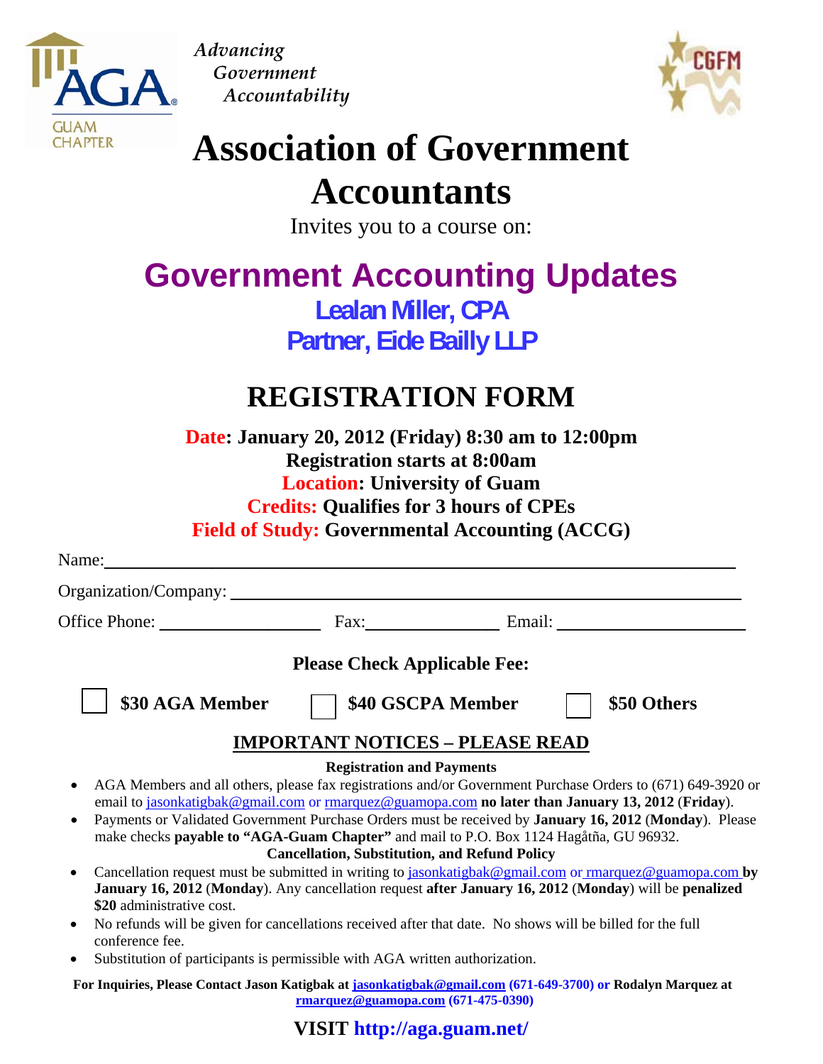AGA GUAM CHAPTER

*Advancing Government Accountability*

CGFM

# Association of Government Accountants

Invites you to a course on:

## Government Accounting Updates

**Lealan Miller, CPA**
**Partner, Eide Bailly LLP**

## REGISTRATION FORM

**Date: January 20, 2012 (Friday) 8:30 am to 12:00pm**
**Registration starts at 8:00am**
**Location: University of Guam**
**Credits: Qualifies for 3 hours of CPEs**
**Field of Study: Governmental Accounting (ACCG)**

Name: ______________________________________________

Organization/Company: ______________________________________________

Office Phone: ________________ Fax: ______________ Email: ________________

**Please Check Applicable Fee:**

☐ **$30 AGA Member** ☐ **$40 GSCPA Member** ☐ **$50 Others**

### IMPORTANT NOTICES – PLEASE READ

**Registration and Payments**

- AGA Members and all others, please fax registrations and/or Government Purchase Orders to (671) 649-3920 or email to jasonkatigbak@gmail.com or rmarquez@guamopa.com **no later than January 13, 2012** (**Friday**).
- Payments or Validated Government Purchase Orders must be received by **January 16, 2012** (**Monday**). Please make checks **payable to "AGA-Guam Chapter"** and mail to P.O. Box 1124 Hagåtña, GU 96932.

**Cancellation, Substitution, and Refund Policy**

- Cancellation request must be submitted in writing to jasonkatigbak@gmail.com or rmarquez@guamopa.com **by January 16, 2012** (**Monday**). Any cancellation request **after January 16, 2012** (**Monday**) will be **penalized $20** administrative cost.
- No refunds will be given for cancellations received after that date. No shows will be billed for the full conference fee.
- Substitution of participants is permissible with AGA written authorization.

**For Inquiries, Please Contact Jason Katigbak at jasonkatigbak@gmail.com (671-649-3700) or Rodalyn Marquez at rmarquez@guamopa.com (671-475-0390)**

**VISIT http://aga.guam.net/**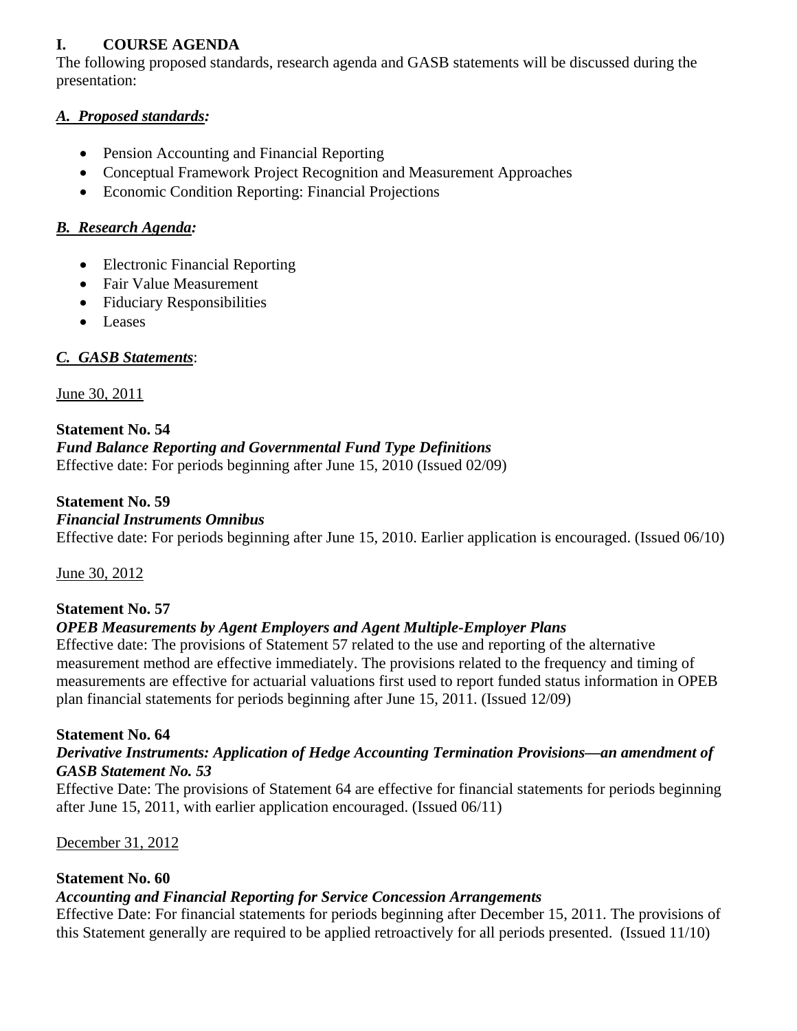## I. COURSE AGENDA

The following proposed standards, research agenda and GASB statements will be discussed during the presentation:

### ***A. Proposed standards:***

- Pension Accounting and Financial Reporting
- Conceptual Framework Project Recognition and Measurement Approaches
- Economic Condition Reporting: Financial Projections

### ***B. Research Agenda:***

- Electronic Financial Reporting
- Fair Value Measurement
- Fiduciary Responsibilities
- Leases

### ***C. GASB Statements*:**

<u>June 30, 2011</u>

**Statement No. 54**
***Fund Balance Reporting and Governmental Fund Type Definitions***
Effective date: For periods beginning after June 15, 2010 (Issued 02/09)

**Statement No. 59**
***Financial Instruments Omnibus***
Effective date: For periods beginning after June 15, 2010. Earlier application is encouraged. (Issued 06/10)

<u>June 30, 2012</u>

**Statement No. 57**
***OPEB Measurements by Agent Employers and Agent Multiple-Employer Plans***
Effective date: The provisions of Statement 57 related to the use and reporting of the alternative measurement method are effective immediately. The provisions related to the frequency and timing of measurements are effective for actuarial valuations first used to report funded status information in OPEB plan financial statements for periods beginning after June 15, 2011. (Issued 12/09)

**Statement No. 64**
***Derivative Instruments: Application of Hedge Accounting Termination Provisions—an amendment of GASB Statement No. 53***
Effective Date: The provisions of Statement 64 are effective for financial statements for periods beginning after June 15, 2011, with earlier application encouraged. (Issued 06/11)

<u>December 31, 2012</u>

**Statement No. 60**
***Accounting and Financial Reporting for Service Concession Arrangements***
Effective Date: For financial statements for periods beginning after December 15, 2011. The provisions of this Statement generally are required to be applied retroactively for all periods presented. (Issued 11/10)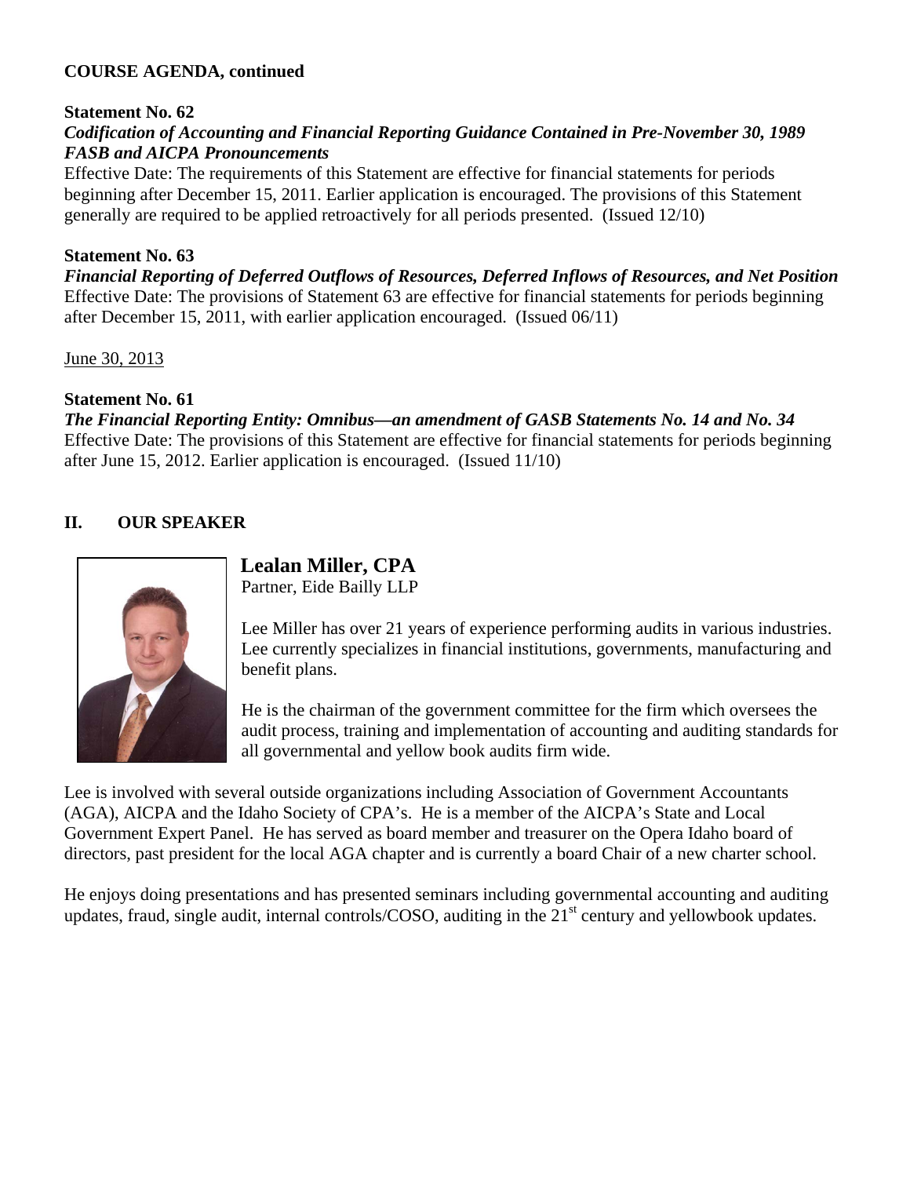**COURSE AGENDA, continued**

**Statement No. 62**
***Codification of Accounting and Financial Reporting Guidance Contained in Pre-November 30, 1989 FASB and AICPA Pronouncements***
Effective Date: The requirements of this Statement are effective for financial statements for periods beginning after December 15, 2011. Earlier application is encouraged. The provisions of this Statement generally are required to be applied retroactively for all periods presented. (Issued 12/10)

**Statement No. 63**
***Financial Reporting of Deferred Outflows of Resources, Deferred Inflows of Resources, and Net Position***
Effective Date: The provisions of Statement 63 are effective for financial statements for periods beginning after December 15, 2011, with earlier application encouraged. (Issued 06/11)

June 30, 2013

**Statement No. 61**
***The Financial Reporting Entity: Omnibus—an amendment of GASB Statements No. 14 and No. 34***
Effective Date: The provisions of this Statement are effective for financial statements for periods beginning after June 15, 2012. Earlier application is encouraged. (Issued 11/10)

## II. OUR SPEAKER

**Lealan Miller, CPA**
Partner, Eide Bailly LLP

Lee Miller has over 21 years of experience performing audits in various industries. Lee currently specializes in financial institutions, governments, manufacturing and benefit plans.

He is the chairman of the government committee for the firm which oversees the audit process, training and implementation of accounting and auditing standards for all governmental and yellow book audits firm wide.

Lee is involved with several outside organizations including Association of Government Accountants (AGA), AICPA and the Idaho Society of CPA's. He is a member of the AICPA's State and Local Government Expert Panel. He has served as board member and treasurer on the Opera Idaho board of directors, past president for the local AGA chapter and is currently a board Chair of a new charter school.

He enjoys doing presentations and has presented seminars including governmental accounting and auditing updates, fraud, single audit, internal controls/COSO, auditing in the 21st century and yellowbook updates.